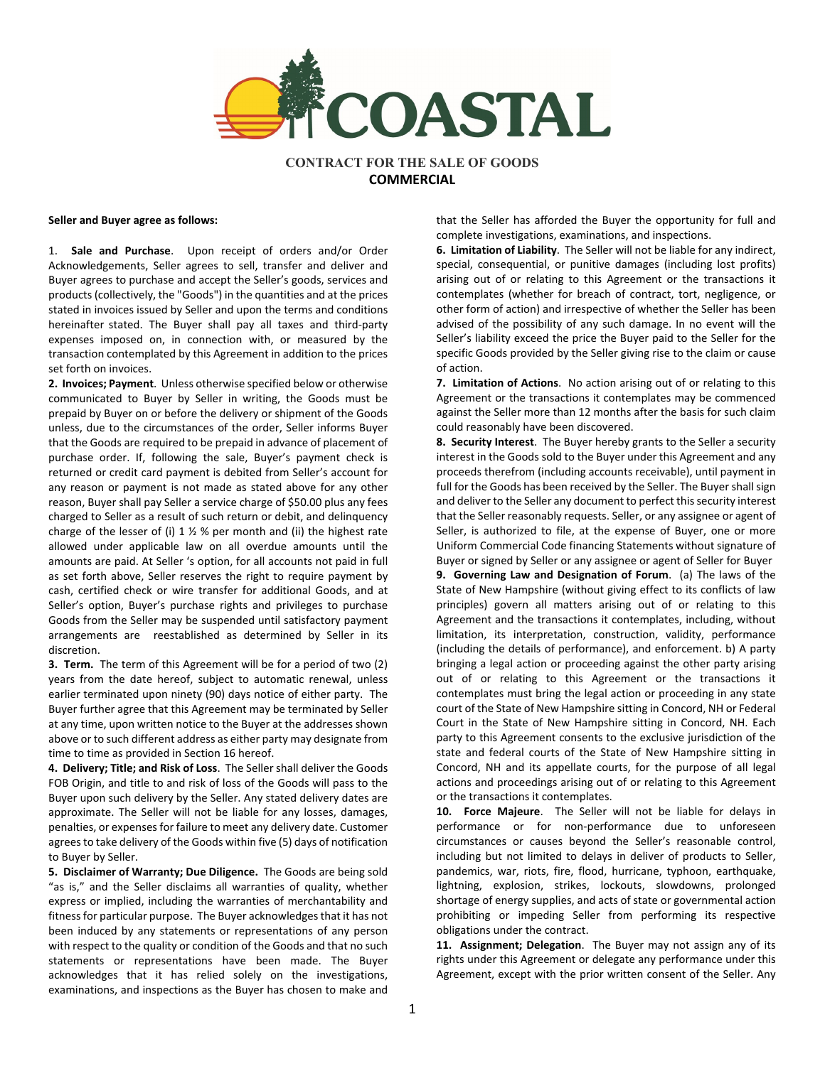# CONTRACT FOR THE SALE OF GOODS

## COMMERCIAL

**Seller and Buyer agree as follows:**

1. **Sale and Purchase**. Upon receipt of orders and/or Order Acknowledgements, Seller agrees to sell, transfer and deliver and Buyer agrees to purchase and accept the Seller's goods, services and products (collectively, the "Goods") in the quantities and at the prices stated in invoices issued by Seller and upon the terms and conditions hereinafter stated. The Buyer shall pay all taxes and third-party expenses imposed on, in connection with, or measured by the transaction contemplated by this Agreement in addition to the prices set forth on invoices.

**2. Invoices; Payment**. Unless otherwise specified below or otherwise communicated to Buyer by Seller in writing, the Goods must be prepaid by Buyer on or before the delivery or shipment of the Goods unless, due to the circumstances of the order, Seller informs Buyer that the Goods are required to be prepaid in advance of placement of purchase order. If, following the sale, Buyer's payment check is returned or credit card payment is debited from Seller's account for any reason or payment is not made as stated above for any other reason, Buyer shall pay Seller a service charge of $50.00 plus any fees charged to Seller as a result of such return or debit, and delinquency charge of the lesser of (i) 1 ½ % per month and (ii) the highest rate allowed under applicable law on all overdue amounts until the amounts are paid. At Seller 's option, for all accounts not paid in full as set forth above, Seller reserves the right to require payment by cash, certified check or wire transfer for additional Goods, and at Seller's option, Buyer's purchase rights and privileges to purchase Goods from the Seller may be suspended until satisfactory payment arrangements are reestablished as determined by Seller in its discretion.

**3. Term.** The term of this Agreement will be for a period of two (2) years from the date hereof, subject to automatic renewal, unless earlier terminated upon ninety (90) days notice of either party. The Buyer further agree that this Agreement may be terminated by Seller at any time, upon written notice to the Buyer at the addresses shown above or to such different address as either party may designate from time to time as provided in Section 16 hereof.

**4. Delivery; Title; and Risk of Loss**. The Seller shall deliver the Goods FOB Origin, and title to and risk of loss of the Goods will pass to the Buyer upon such delivery by the Seller. Any stated delivery dates are approximate. The Seller will not be liable for any losses, damages, penalties, or expenses for failure to meet any delivery date. Customer agrees to take delivery of the Goods within five (5) days of notification to Buyer by Seller.

**5. Disclaimer of Warranty; Due Diligence.** The Goods are being sold "as is," and the Seller disclaims all warranties of quality, whether express or implied, including the warranties of merchantability and fitness for particular purpose. The Buyer acknowledges that it has not been induced by any statements or representations of any person with respect to the quality or condition of the Goods and that no such statements or representations have been made. The Buyer acknowledges that it has relied solely on the investigations, examinations, and inspections as the Buyer has chosen to make and that the Seller has afforded the Buyer the opportunity for full and complete investigations, examinations, and inspections.

**6. Limitation of Liability**. The Seller will not be liable for any indirect, special, consequential, or punitive damages (including lost profits) arising out of or relating to this Agreement or the transactions it contemplates (whether for breach of contract, tort, negligence, or other form of action) and irrespective of whether the Seller has been advised of the possibility of any such damage. In no event will the Seller's liability exceed the price the Buyer paid to the Seller for the specific Goods provided by the Seller giving rise to the claim or cause of action.

**7. Limitation of Actions**. No action arising out of or relating to this Agreement or the transactions it contemplates may be commenced against the Seller more than 12 months after the basis for such claim could reasonably have been discovered.

**8. Security Interest**. The Buyer hereby grants to the Seller a security interest in the Goods sold to the Buyer under this Agreement and any proceeds therefrom (including accounts receivable), until payment in full for the Goods has been received by the Seller. The Buyer shall sign and deliver to the Seller any document to perfect this security interest that the Seller reasonably requests. Seller, or any assignee or agent of Seller, is authorized to file, at the expense of Buyer, one or more Uniform Commercial Code financing Statements without signature of Buyer or signed by Seller or any assignee or agent of Seller for Buyer

**9. Governing Law and Designation of Forum**. (a) The laws of the State of New Hampshire (without giving effect to its conflicts of law principles) govern all matters arising out of or relating to this Agreement and the transactions it contemplates, including, without limitation, its interpretation, construction, validity, performance (including the details of performance), and enforcement. b) A party bringing a legal action or proceeding against the other party arising out of or relating to this Agreement or the transactions it contemplates must bring the legal action or proceeding in any state court of the State of New Hampshire sitting in Concord, NH or Federal Court in the State of New Hampshire sitting in Concord, NH. Each party to this Agreement consents to the exclusive jurisdiction of the state and federal courts of the State of New Hampshire sitting in Concord, NH and its appellate courts, for the purpose of all legal actions and proceedings arising out of or relating to this Agreement or the transactions it contemplates.

**10. Force Majeure**. The Seller will not be liable for delays in performance or for non-performance due to unforeseen circumstances or causes beyond the Seller's reasonable control, including but not limited to delays in deliver of products to Seller, pandemics, war, riots, fire, flood, hurricane, typhoon, earthquake, lightning, explosion, strikes, lockouts, slowdowns, prolonged shortage of energy supplies, and acts of state or governmental action prohibiting or impeding Seller from performing its respective obligations under the contract.

**11. Assignment; Delegation**. The Buyer may not assign any of its rights under this Agreement or delegate any performance under this Agreement, except with the prior written consent of the Seller. Any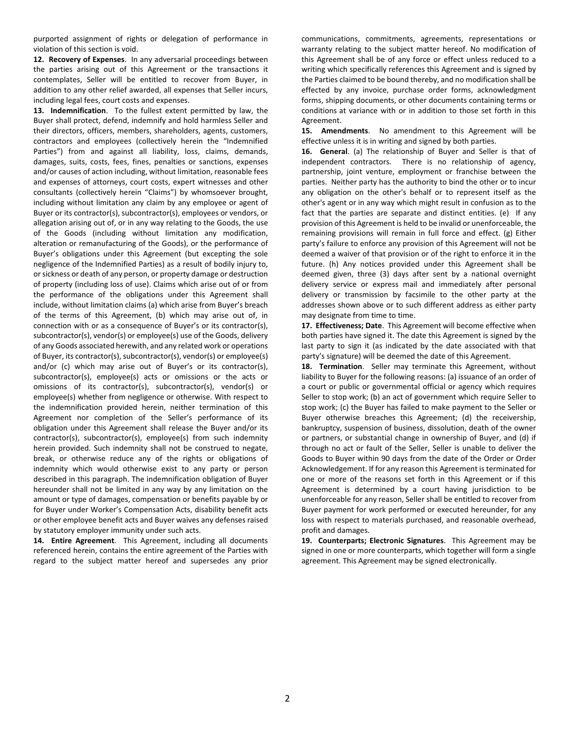purported assignment of rights or delegation of performance in violation of this section is void.

**12. Recovery of Expenses**. In any adversarial proceedings between the parties arising out of this Agreement or the transactions it contemplates, Seller will be entitled to recover from Buyer, in addition to any other relief awarded, all expenses that Seller incurs, including legal fees, court costs and expenses.

**13. Indemnification**. To the fullest extent permitted by law, the Buyer shall protect, defend, indemnify and hold harmless Seller and their directors, officers, members, shareholders, agents, customers, contractors and employees (collectively herein the "Indemnified Parties") from and against all liability, loss, claims, demands, damages, suits, costs, fees, fines, penalties or sanctions, expenses and/or causes of action including, without limitation, reasonable fees and expenses of attorneys, court costs, expert witnesses and other consultants (collectively herein "Claims") by whomsoever brought, including without limitation any claim by any employee or agent of Buyer or its contractor(s), subcontractor(s), employees or vendors, or allegation arising out of, or in any way relating to the Goods, the use of the Goods (including without limitation any modification, alteration or remanufacturing of the Goods), or the performance of Buyer's obligations under this Agreement (but excepting the sole negligence of the Indemnified Parties) as a result of bodily injury to, or sickness or death of any person, or property damage or destruction of property (including loss of use). Claims which arise out of or from the performance of the obligations under this Agreement shall include, without limitation claims (a) which arise from Buyer's breach of the terms of this Agreement, (b) which may arise out of, in connection with or as a consequence of Buyer's or its contractor(s), subcontractor(s), vendor(s) or employee(s) use of the Goods, delivery of any Goods associated herewith, and any related work or operations of Buyer, its contractor(s), subcontractor(s), vendor(s) or employee(s) and/or (c) which may arise out of Buyer's or its contractor(s), subcontractor(s), employee(s) acts or omissions or the acts or omissions of its contractor(s), subcontractor(s), vendor(s) or employee(s) whether from negligence or otherwise. With respect to the indemnification provided herein, neither termination of this Agreement nor completion of the Seller's performance of its obligation under this Agreement shall release the Buyer and/or its contractor(s), subcontractor(s), employee(s) from such indemnity herein provided. Such indemnity shall not be construed to negate, break, or otherwise reduce any of the rights or obligations of indemnity which would otherwise exist to any party or person described in this paragraph. The indemnification obligation of Buyer hereunder shall not be limited in any way by any limitation on the amount or type of damages, compensation or benefits payable by or for Buyer under Worker's Compensation Acts, disability benefit acts or other employee benefit acts and Buyer waives any defenses raised by statutory employer immunity under such acts.

**14. Entire Agreement**. This Agreement, including all documents referenced herein, contains the entire agreement of the Parties with regard to the subject matter hereof and supersedes any prior communications, commitments, agreements, representations or warranty relating to the subject matter hereof. No modification of this Agreement shall be of any force or effect unless reduced to a writing which specifically references this Agreement and is signed by the Parties claimed to be bound thereby, and no modification shall be effected by any invoice, purchase order forms, acknowledgment forms, shipping documents, or other documents containing terms or conditions at variance with or in addition to those set forth in this Agreement.

**15. Amendments**. No amendment to this Agreement will be effective unless it is in writing and signed by both parties.

**16. General**. (a) The relationship of Buyer and Seller is that of independent contractors. There is no relationship of agency, partnership, joint venture, employment or franchise between the parties. Neither party has the authority to bind the other or to incur any obligation on the other's behalf or to represent itself as the other's agent or in any way which might result in confusion as to the fact that the parties are separate and distinct entities. (e) If any provision of this Agreement is held to be invalid or unenforceable, the remaining provisions will remain in full force and effect. (g) Either party's failure to enforce any provision of this Agreement will not be deemed a waiver of that provision or of the right to enforce it in the future. (h) Any notices provided under this Agreement shall be deemed given, three (3) days after sent by a national overnight delivery service or express mail and immediately after personal delivery or transmission by facsimile to the other party at the addresses shown above or to such different address as either party may designate from time to time.

**17. Effectiveness; Date**. This Agreement will become effective when both parties have signed it. The date this Agreement is signed by the last party to sign it (as indicated by the date associated with that party's signature) will be deemed the date of this Agreement.

**18. Termination**. Seller may terminate this Agreement, without liability to Buyer for the following reasons: (a) issuance of an order of a court or public or governmental official or agency which requires Seller to stop work; (b) an act of government which require Seller to stop work; (c) the Buyer has failed to make payment to the Seller or Buyer otherwise breaches this Agreement; (d) the receivership, bankruptcy, suspension of business, dissolution, death of the owner or partners, or substantial change in ownership of Buyer, and (d) if through no act or fault of the Seller, Seller is unable to deliver the Goods to Buyer within 90 days from the date of the Order or Order Acknowledgement. If for any reason this Agreement is terminated for one or more of the reasons set forth in this Agreement or if this Agreement is determined by a court having jurisdiction to be unenforceable for any reason, Seller shall be entitled to recover from Buyer payment for work performed or executed hereunder, for any loss with respect to materials purchased, and reasonable overhead, profit and damages.

**19. Counterparts; Electronic Signatures**. This Agreement may be signed in one or more counterparts, which together will form a single agreement. This Agreement may be signed electronically.